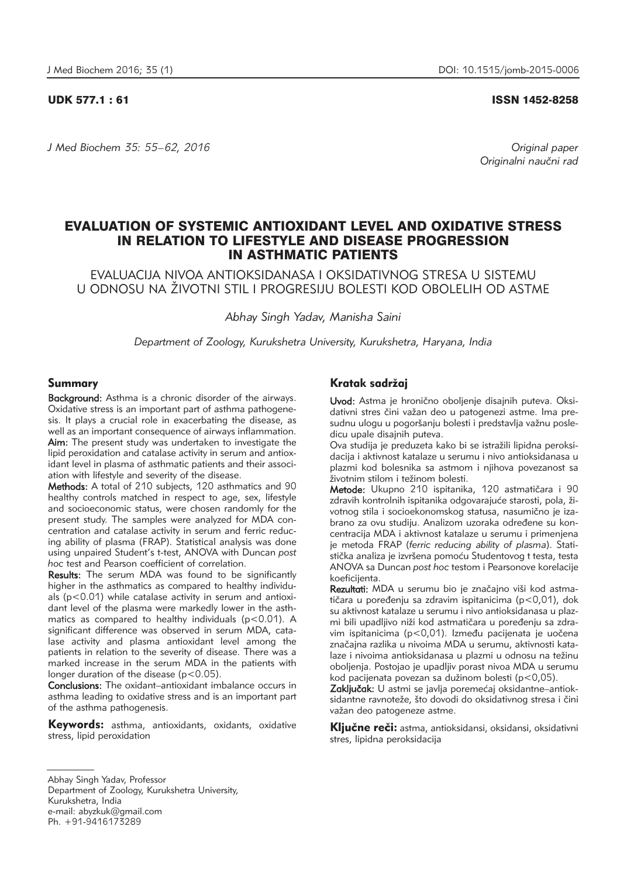UDK 577.1 : 61 ISSN 1452-8258

*J Med Biochem 35: 55–62, 2016*

*Original paper*
*Originalni naučni rad*

# EVALUATION OF SYSTEMIC ANTIOXIDANT LEVEL AND OXIDATIVE STRESS IN RELATION TO LIFESTYLE AND DISEASE PROGRESSION IN ASTHMATIC PATIENTS

EVALUACIJA NIVOA ANTIOKSIDANASA I OKSIDATIVNOG STRESA U SISTEMU U ODNOSU NA ŽIVOTNI STIL I PROGRESIJU BOLESTI KOD OBOLELIH OD ASTME

*Abhay Singh Yadav, Manisha Saini*

*Department of Zoology, Kurukshetra University, Kurukshetra, Haryana, India*

## Summary

**Background:** Asthma is a chronic disorder of the airways. Oxidative stress is an important part of asthma pathogenesis. It plays a crucial role in exacerbating the disease, as well as an important consequence of airways inflammation.

**Aim:** The present study was undertaken to investigate the lipid peroxidation and catalase activity in serum and antioxidant level in plasma of asthmatic patients and their association with lifestyle and severity of the disease.

**Methods:** A total of 210 subjects, 120 asthmatics and 90 healthy controls matched in respect to age, sex, lifestyle and socioeconomic status, were chosen randomly for the present study. The samples were analyzed for MDA concentration and catalase activity in serum and ferric reducing ability of plasma (FRAP). Statistical analysis was done using unpaired Student's t-test, ANOVA with Duncan *post hoc* test and Pearson coefficient of correlation.

**Results:** The serum MDA was found to be significantly higher in the asthmatics as compared to healthy individuals ($p<0.01$) while catalase activity in serum and antioxidant level of the plasma were markedly lower in the asthmatics as compared to healthy individuals ($p<0.01$). A significant difference was observed in serum MDA, catalase activity and plasma antioxidant level among the patients in relation to the severity of disease. There was a marked increase in the serum MDA in the patients with longer duration of the disease ($p<0.05$).

**Conclusions:** The oxidant–antioxidant imbalance occurs in asthma leading to oxidative stress and is an important part of the asthma pathogenesis.

**Keywords:** asthma, antioxidants, oxidants, oxidative stress, lipid peroxidation

## Kratak sadržaj

**Uvod:** Astma je hronično oboljenje disajnih puteva. Oksidativni stres čini važan deo u patogenezi astme. Ima presudnu ulogu u pogoršanju bolesti i predstavlja važnu posledicu upale disajnih puteva.

Ova studija je preduzeta kako bi se istražili lipidna peroksidacija i aktivnost katalaze u serumu i nivo antioksidanasa u plazmi kod bolesnika sa astmom i njihova povezanost sa životnim stilom i težinom bolesti.

**Metode:** Ukupno 210 ispitanika, 120 astmatičara i 90 zdravih kontrolnih ispitanika odgovarajuće starosti, pola, životnog stila i socioekonomskog statusa, nasumično je izabrano za ovu studiju. Analizom uzoraka određene su koncentracija MDA i aktivnost katalaze u serumu i primenjena je metoda FRAP (*ferric reducing ability of plasma*). Statistička analiza je izvršena pomoću Studentovog t testa, testa ANOVA sa Duncan *post hoc* testom i Pearsonove korelacije koeficijenta.

**Rezultati:** MDA u serumu bio je značajno viši kod astmatičara u poređenju sa zdravim ispitanicima ($p<0,01$), dok su aktivnost katalaze u serumu i nivo antioksidanasa u plazmi bili upadljivo niži kod astmatičara u poređenju sa zdravim ispitanicima ($p<0,01$). Između pacijenata je uočena značajna razlika u nivoima MDA u serumu, aktivnosti katalaze i nivoima antioksidanasa u plazmi u odnosu na težinu oboljenja. Postojao je upadljiv porast nivoa MDA u serumu kod pacijenata povezan sa dužinom bolesti ($p<0,05$).

**Zaključak:** U astmi se javlja poremećaj oksidantne–antioksidantne ravnoteže, što dovodi do oksidativnog stresa i čini važan deo patogeneze astme.

**Ključne reči:** astma, antioksidansi, oksidansi, oksidativni stres, lipidna peroksidacija

---

Abhay Singh Yadav, Professor
Department of Zoology, Kurukshetra University,
Kurukshetra, India
e-mail: abyzkuk@gmail.com
Ph. +91-9416173289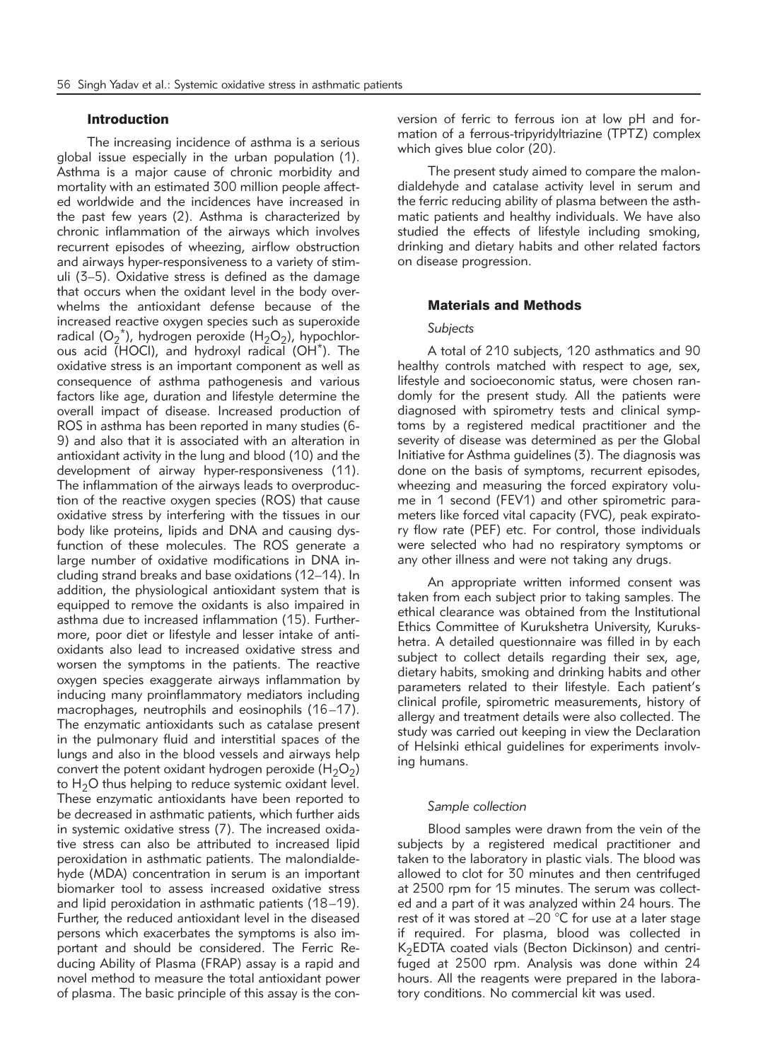## Introduction

The increasing incidence of asthma is a serious global issue especially in the urban population (1). Asthma is a major cause of chronic morbidity and mortality with an estimated 300 million people affected worldwide and the incidences have increased in the past few years (2). Asthma is characterized by chronic inflammation of the airways which involves recurrent episodes of wheezing, airflow obstruction and airways hyper-responsiveness to a variety of stimuli (3–5). Oxidative stress is defined as the damage that occurs when the oxidant level in the body overwhelms the antioxidant defense because of the increased reactive oxygen species such as superoxide radical ($O_2^*$), hydrogen peroxide ($H_2O_2$), hypochlorous acid (HOCl), and hydroxyl radical ($OH^*$). The oxidative stress is an important component as well as consequence of asthma pathogenesis and various factors like age, duration and lifestyle determine the overall impact of disease. Increased production of ROS in asthma has been reported in many studies (6-9) and also that it is associated with an alteration in antioxidant activity in the lung and blood (10) and the development of airway hyper-responsiveness (11). The inflammation of the airways leads to overproduction of the reactive oxygen species (ROS) that cause oxidative stress by interfering with the tissues in our body like proteins, lipids and DNA and causing dysfunction of these molecules. The ROS generate a large number of oxidative modifications in DNA including strand breaks and base oxidations (12–14). In addition, the physiological antioxidant system that is equipped to remove the oxidants is also impaired in asthma due to increased inflammation (15). Furthermore, poor diet or lifestyle and lesser intake of antioxidants also lead to increased oxidative stress and worsen the symptoms in the patients. The reactive oxygen species exaggerate airways inflammation by inducing many proinflammatory mediators including macrophages, neutrophils and eosinophils (16–17). The enzymatic antioxidants such as catalase present in the pulmonary fluid and interstitial spaces of the lungs and also in the blood vessels and airways help convert the potent oxidant hydrogen peroxide ($H_2O_2$) to $H_2O$ thus helping to reduce systemic oxidant level. These enzymatic antioxidants have been reported to be decreased in asthmatic patients, which further aids in systemic oxidative stress (7). The increased oxidative stress can also be attributed to increased lipid peroxidation in asthmatic patients. The malondialdehyde (MDA) concentration in serum is an important biomarker tool to assess increased oxidative stress and lipid peroxidation in asthmatic patients (18–19). Further, the reduced antioxidant level in the diseased persons which exacerbates the symptoms is also important and should be considered. The Ferric Reducing Ability of Plasma (FRAP) assay is a rapid and novel method to measure the total antioxidant power of plasma. The basic principle of this assay is the conversion of ferric to ferrous ion at low pH and formation of a ferrous-tripyridyltriazine (TPTZ) complex which gives blue color (20).

The present study aimed to compare the malondialdehyde and catalase activity level in serum and the ferric reducing ability of plasma between the asthmatic patients and healthy individuals. We have also studied the effects of lifestyle including smoking, drinking and dietary habits and other related factors on disease progression.

## Materials and Methods

### *Subjects*

A total of 210 subjects, 120 asthmatics and 90 healthy controls matched with respect to age, sex, lifestyle and socioeconomic status, were chosen randomly for the present study. All the patients were diagnosed with spirometry tests and clinical symptoms by a registered medical practitioner and the severity of disease was determined as per the Global Initiative for Asthma guidelines (3). The diagnosis was done on the basis of symptoms, recurrent episodes, wheezing and measuring the forced expiratory volume in 1 second (FEV1) and other spirometric parameters like forced vital capacity (FVC), peak expiratory flow rate (PEF) etc. For control, those individuals were selected who had no respiratory symptoms or any other illness and were not taking any drugs.

An appropriate written informed consent was taken from each subject prior to taking samples. The ethical clearance was obtained from the Institutional Ethics Committee of Kurukshetra University, Kurukshetra. A detailed questionnaire was filled in by each subject to collect details regarding their sex, age, dietary habits, smoking and drinking habits and other parameters related to their lifestyle. Each patient's clinical profile, spirometric measurements, history of allergy and treatment details were also collected. The study was carried out keeping in view the Declaration of Helsinki ethical guidelines for experiments involving humans.

### *Sample collection*

Blood samples were drawn from the vein of the subjects by a registered medical practitioner and taken to the laboratory in plastic vials. The blood was allowed to clot for 30 minutes and then centrifuged at 2500 rpm for 15 minutes. The serum was collected and a part of it was analyzed within 24 hours. The rest of it was stored at –20 °C for use at a later stage if required. For plasma, blood was collected in $K_2$EDTA coated vials (Becton Dickinson) and centrifuged at 2500 rpm. Analysis was done within 24 hours. All the reagents were prepared in the laboratory conditions. No commercial kit was used.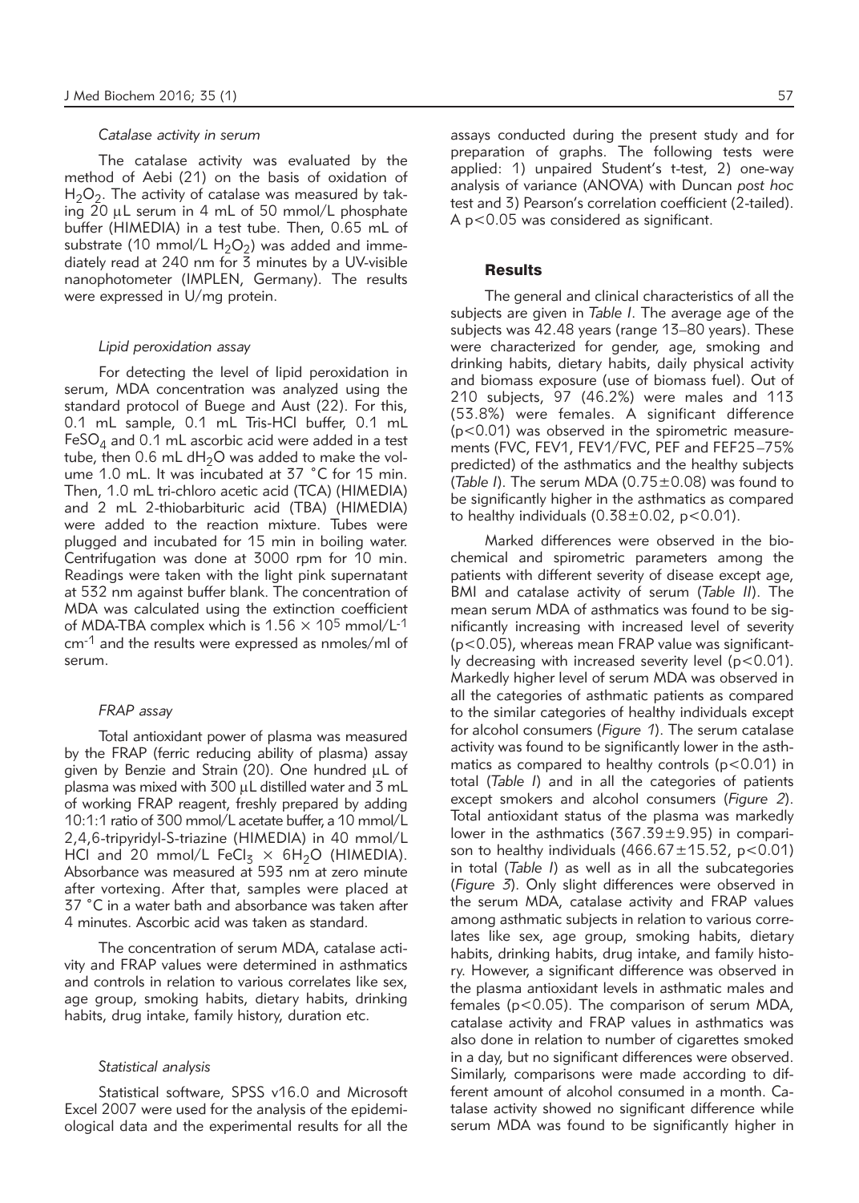#### *Catalase activity in serum*

The catalase activity was evaluated by the method of Aebi (21) on the basis of oxidation of $H_2O_2$. The activity of catalase was measured by taking 20 μL serum in 4 mL of 50 mmol/L phosphate buffer (HIMEDIA) in a test tube. Then, 0.65 mL of substrate (10 mmol/L $H_2O_2$) was added and immediately read at 240 nm for 3 minutes by a UV-visible nanophotometer (IMPLEN, Germany). The results were expressed in U/mg protein.

#### *Lipid peroxidation assay*

For detecting the level of lipid peroxidation in serum, MDA concentration was analyzed using the standard protocol of Buege and Aust (22). For this, 0.1 mL sample, 0.1 mL Tris-HCl buffer, 0.1 mL $FeSO_4$ and 0.1 mL ascorbic acid were added in a test tube, then 0.6 mL $dH_2O$ was added to make the volume 1.0 mL. It was incubated at 37 °C for 15 min. Then, 1.0 mL tri-chloro acetic acid (TCA) (HIMEDIA) and 2 mL 2-thiobarbituric acid (TBA) (HIMEDIA) were added to the reaction mixture. Tubes were plugged and incubated for 15 min in boiling water. Centrifugation was done at 3000 rpm for 10 min. Readings were taken with the light pink supernatant at 532 nm against buffer blank. The concentration of MDA was calculated using the extinction coefficient of MDA-TBA complex which is $1.56 \times 10^5$ mmol/L$^{-1}$ cm$^{-1}$ and the results were expressed as nmoles/ml of serum.

#### *FRAP assay*

Total antioxidant power of plasma was measured by the FRAP (ferric reducing ability of plasma) assay given by Benzie and Strain (20). One hundred μL of plasma was mixed with 300 μL distilled water and 3 mL of working FRAP reagent, freshly prepared by adding 10:1:1 ratio of 300 mmol/L acetate buffer, a 10 mmol/L 2,4,6-tripyridyl-S-triazine (HIMEDIA) in 40 mmol/L HCl and 20 mmol/L $FeCl_3 \times 6H_2O$ (HIMEDIA). Absorbance was measured at 593 nm at zero minute after vortexing. After that, samples were placed at 37 °C in a water bath and absorbance was taken after 4 minutes. Ascorbic acid was taken as standard.

The concentration of serum MDA, catalase activity and FRAP values were determined in asthmatics and controls in relation to various correlates like sex, age group, smoking habits, dietary habits, drinking habits, drug intake, family history, duration etc.

#### *Statistical analysis*

Statistical software, SPSS v16.0 and Microsoft Excel 2007 were used for the analysis of the epidemiological data and the experimental results for all the assays conducted during the present study and for preparation of graphs. The following tests were applied: 1) unpaired Student's t-test, 2) one-way analysis of variance (ANOVA) with Duncan *post hoc* test and 3) Pearson's correlation coefficient (2-tailed). A $p<0.05$ was considered as significant.

## Results

The general and clinical characteristics of all the subjects are given in *Table I*. The average age of the subjects was 42.48 years (range 13–80 years). These were characterized for gender, age, smoking and drinking habits, dietary habits, daily physical activity and biomass exposure (use of biomass fuel). Out of 210 subjects, 97 (46.2%) were males and 113 (53.8%) were females. A significant difference ($p<0.01$) was observed in the spirometric measurements (FVC, FEV1, FEV1/FVC, PEF and FEF25–75% predicted) of the asthmatics and the healthy subjects (*Table I*). The serum MDA (0.75±0.08) was found to be significantly higher in the asthmatics as compared to healthy individuals (0.38±0.02, $p<0.01$).

Marked differences were observed in the biochemical and spirometric parameters among the patients with different severity of disease except age, BMI and catalase activity of serum (*Table II*). The mean serum MDA of asthmatics was found to be significantly increasing with increased level of severity ($p<0.05$), whereas mean FRAP value was significantly decreasing with increased severity level ($p<0.01$). Markedly higher level of serum MDA was observed in all the categories of asthmatic patients as compared to the similar categories of healthy individuals except for alcohol consumers (*Figure 1*). The serum catalase activity was found to be significantly lower in the asthmatics as compared to healthy controls ($p<0.01$) in total (*Table I*) and in all the categories of patients except smokers and alcohol consumers (*Figure 2*). Total antioxidant status of the plasma was markedly lower in the asthmatics (367.39±9.95) in comparison to healthy individuals (466.67±15.52, $p<0.01$) in total (*Table I*) as well as in all the subcategories (*Figure 3*). Only slight differences were observed in the serum MDA, catalase activity and FRAP values among asthmatic subjects in relation to various correlates like sex, age group, smoking habits, dietary habits, drinking habits, drug intake, and family history. However, a significant difference was observed in the plasma antioxidant levels in asthmatic males and females ($p<0.05$). The comparison of serum MDA, catalase activity and FRAP values in asthmatics was also done in relation to number of cigarettes smoked in a day, but no significant differences were observed. Similarly, comparisons were made according to different amount of alcohol consumed in a month. Catalase activity showed no significant difference while serum MDA was found to be significantly higher in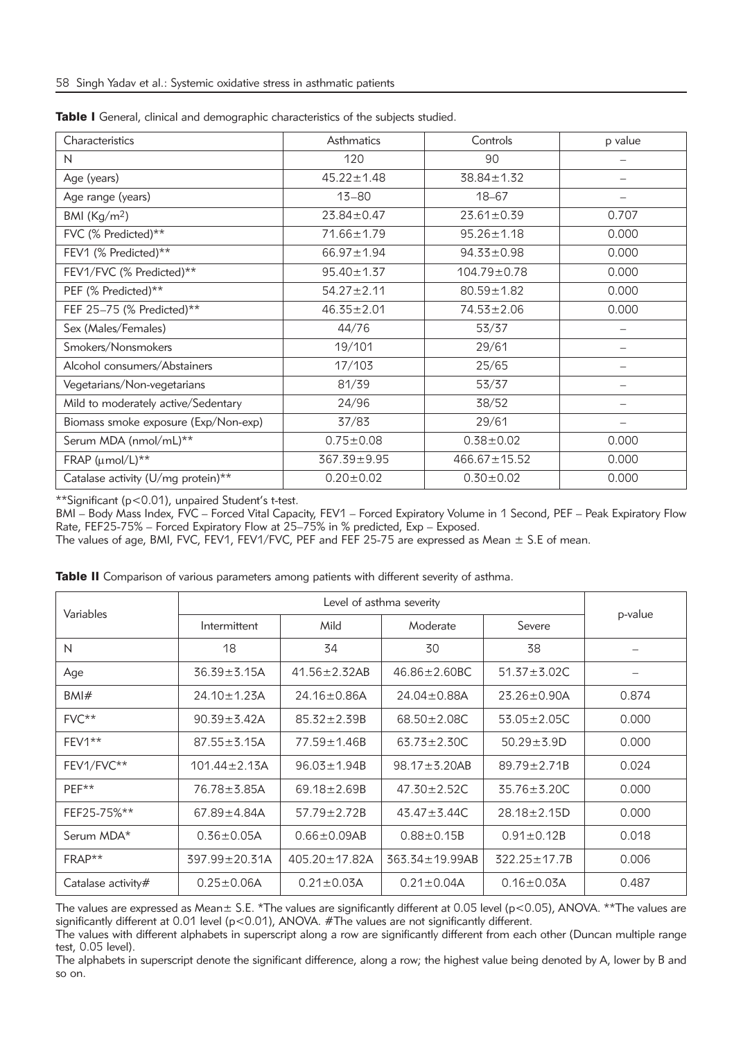**Table I** General, clinical and demographic characteristics of the subjects studied.

| Characteristics | Asthmatics | Controls | p value |
| --- | --- | --- | --- |
| N | 120 | 90 | – |
| Age (years) | 45.22±1.48 | 38.84±1.32 | – |
| Age range (years) | 13–80 | 18–67 | – |
| BMI ($Kg/m^2$) | 23.84±0.47 | 23.61±0.39 | 0.707 |
| FVC (% Predicted)** | 71.66±1.79 | 95.26±1.18 | 0.000 |
| FEV1 (% Predicted)** | 66.97±1.94 | 94.33±0.98 | 0.000 |
| FEV1/FVC (% Predicted)** | 95.40±1.37 | 104.79±0.78 | 0.000 |
| PEF (% Predicted)** | 54.27±2.11 | 80.59±1.82 | 0.000 |
| FEF 25–75 (% Predicted)** | 46.35±2.01 | 74.53±2.06 | 0.000 |
| Sex (Males/Females) | 44/76 | 53/37 | – |
| Smokers/Nonsmokers | 19/101 | 29/61 | – |
| Alcohol consumers/Abstainers | 17/103 | 25/65 | – |
| Vegetarians/Non-vegetarians | 81/39 | 53/37 | – |
| Mild to moderately active/Sedentary | 24/96 | 38/52 | – |
| Biomass smoke exposure (Exp/Non-exp) | 37/83 | 29/61 | – |
| Serum MDA (nmol/mL)** | 0.75±0.08 | 0.38±0.02 | 0.000 |
| FRAP (μmol/L)** | 367.39±9.95 | 466.67±15.52 | 0.000 |
| Catalase activity (U/mg protein)** | 0.20±0.02 | 0.30±0.02 | 0.000 |

**Significant ($p<0.01$), unpaired Student's t-test.
BMI – Body Mass Index, FVC – Forced Vital Capacity, FEV1 – Forced Expiratory Volume in 1 Second, PEF – Peak Expiratory Flow Rate, FEF25-75% – Forced Expiratory Flow at 25–75% in % predicted, Exp – Exposed.
The values of age, BMI, FVC, FEV1, FEV1/FVC, PEF and FEF 25-75 are expressed as Mean ± S.E of mean.

**Table II** Comparison of various parameters among patients with different severity of asthma.

| Variables | Level of asthma severity | | | | p-value |
| --- | --- | --- | --- | --- | --- |
| | Intermittent | Mild | Moderate | Severe | |
| N | 18 | 34 | 30 | 38 | – |
| Age | 36.39±3.15A | 41.56±2.32AB | 46.86±2.60BC | 51.37±3.02C | – |
| BMI# | 24.10±1.23A | 24.16±0.86A | 24.04±0.88A | 23.26±0.90A | 0.874 |
| FVC** | 90.39±3.42A | 85.32±2.39B | 68.50±2.08C | 53.05±2.05C | 0.000 |
| FEV1** | 87.55±3.15A | 77.59±1.46B | 63.73±2.30C | 50.29±3.9D | 0.000 |
| FEV1/FVC** | 101.44±2.13A | 96.03±1.94B | 98.17±3.20AB | 89.79±2.71B | 0.024 |
| PEF** | 76.78±3.85A | 69.18±2.69B | 47.30±2.52C | 35.76±3.20C | 0.000 |
| FEF25-75%** | 67.89±4.84A | 57.79±2.72B | 43.47±3.44C | 28.18±2.15D | 0.000 |
| Serum MDA* | 0.36±0.05A | 0.66±0.09AB | 0.88±0.15B | 0.91±0.12B | 0.018 |
| FRAP** | 397.99±20.31A | 405.20±17.82A | 363.34±19.99AB | 322.25±17.7B | 0.006 |
| Catalase activity# | 0.25±0.06A | 0.21±0.03A | 0.21±0.04A | 0.16±0.03A | 0.487 |

The values are expressed as Mean± S.E. *The values are significantly different at 0.05 level ($p<0.05$), ANOVA. **The values are significantly different at 0.01 level ($p<0.01$), ANOVA. #The values are not significantly different.
The values with different alphabets in superscript along a row are significantly different from each other (Duncan multiple range test, 0.05 level).
The alphabets in superscript denote the significant difference, along a row; the highest value being denoted by A, lower by B and so on.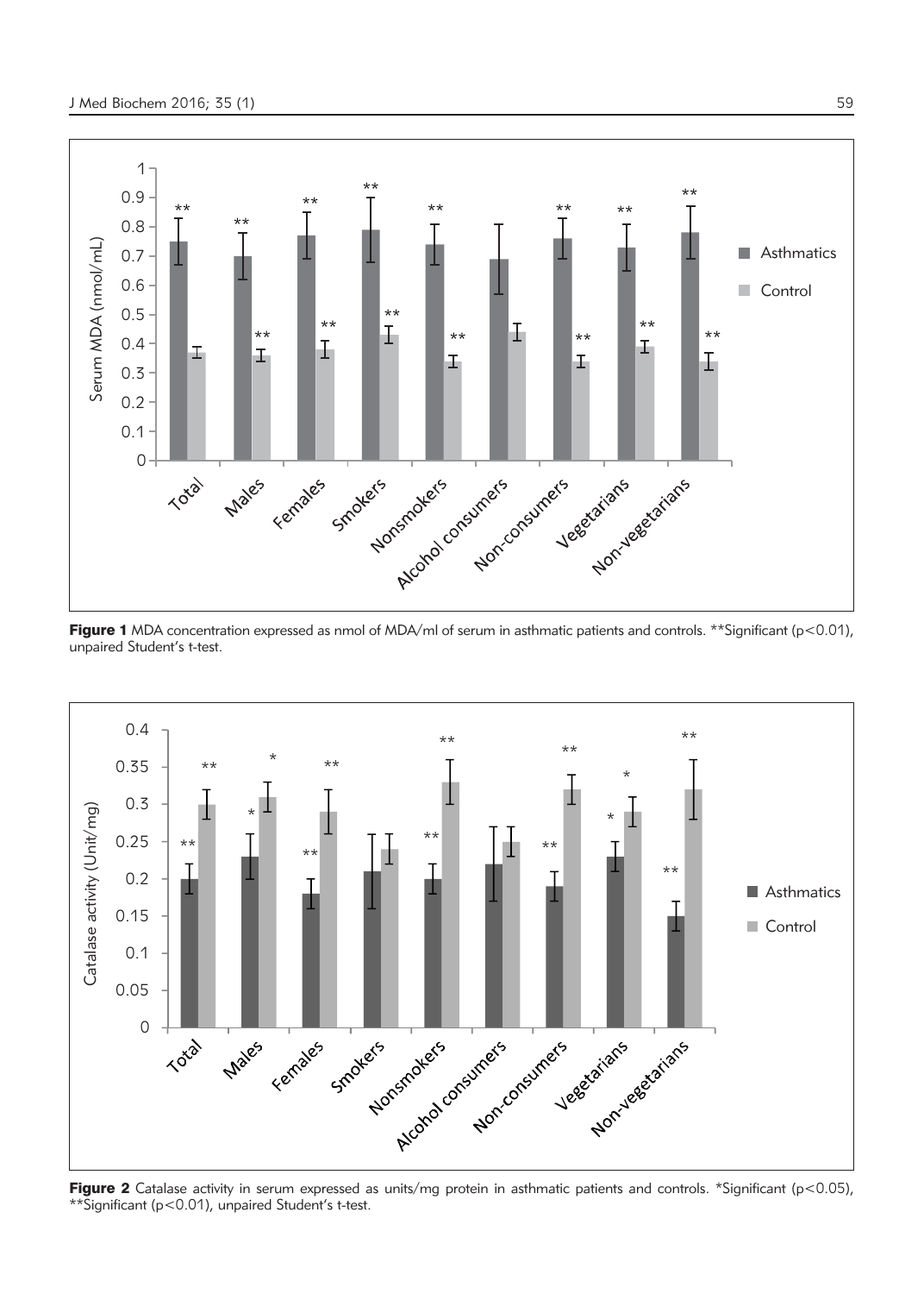Figure 1 MDA concentration expressed as nmol of MDA/ml of serum in asthmatic patients and controls. **Significant ($p<0.01$), unpaired Student's t-test.

Figure 2 Catalase activity in serum expressed as units/mg protein in asthmatic patients and controls. *Significant ($p<0.05$), **Significant ($p<0.01$), unpaired Student's t-test.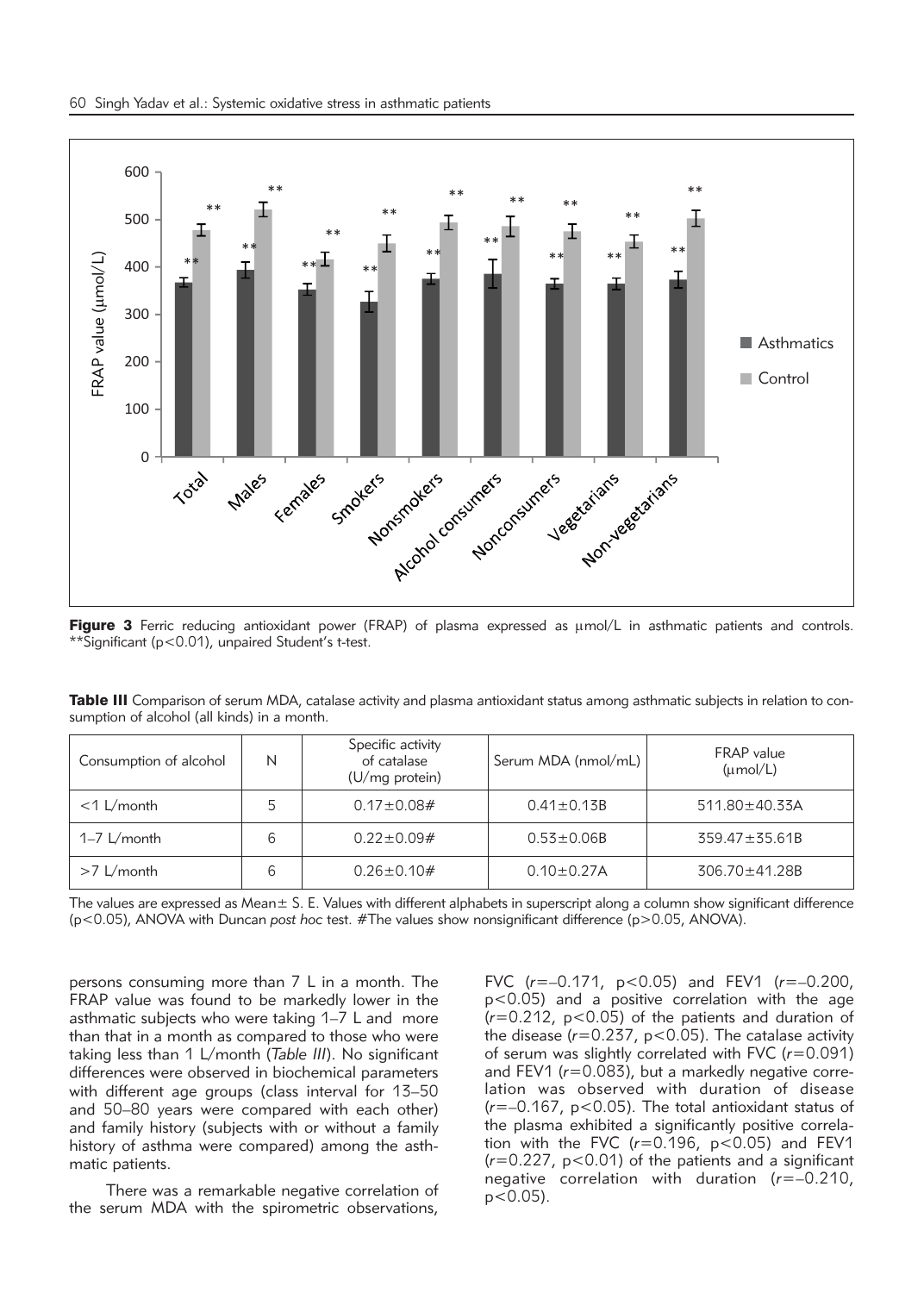**Figure 3** Ferric reducing antioxidant power (FRAP) of plasma expressed as μmol/L in asthmatic patients and controls. **Significant ($p<0.01$), unpaired Student's t-test.

**Table III** Comparison of serum MDA, catalase activity and plasma antioxidant status among asthmatic subjects in relation to consumption of alcohol (all kinds) in a month.

| Consumption of alcohol | N | Specific activity of catalase (U/mg protein) | Serum MDA (nmol/mL) | FRAP value (μmol/L) |
|---|---|---|---|---|
| <1 L/month | 5 | 0.17±0.08# | 0.41±0.13B | 511.80±40.33A |
| 1–7 L/month | 6 | 0.22±0.09# | 0.53±0.06B | 359.47±35.61B |
| >7 L/month | 6 | 0.26±0.10# | 0.10±0.27A | 306.70±41.28B |

The values are expressed as Mean± S. E. Values with different alphabets in superscript along a column show significant difference ($p<0.05$), ANOVA with Duncan *post hoc* test. #The values show nonsignificant difference ($p>0.05$, ANOVA).

persons consuming more than 7 L in a month. The FRAP value was found to be markedly lower in the asthmatic subjects who were taking 1–7 L and more than that in a month as compared to those who were taking less than 1 L/month (*Table III*). No significant differences were observed in biochemical parameters with different age groups (class interval for 13–50 and 50–80 years were compared with each other) and family history (subjects with or without a family history of asthma were compared) among the asthmatic patients.

There was a remarkable negative correlation of the serum MDA with the spirometric observations, FVC ($r=-0.171$, $p<0.05$) and FEV1 ($r=-0.200$, $p<0.05$) and a positive correlation with the age ($r=0.212$, $p<0.05$) of the patients and duration of the disease ($r=0.237$, $p<0.05$). The catalase activity of serum was slightly correlated with FVC ($r=0.091$) and FEV1 ($r=0.083$), but a markedly negative correlation was observed with duration of disease ($r=-0.167$, $p<0.05$). The total antioxidant status of the plasma exhibited a significantly positive correlation with the FVC ($r=0.196$, $p<0.05$) and FEV1 ($r=0.227$, $p<0.01$) of the patients and a significant negative correlation with duration ($r=-0.210$, $p<0.05$).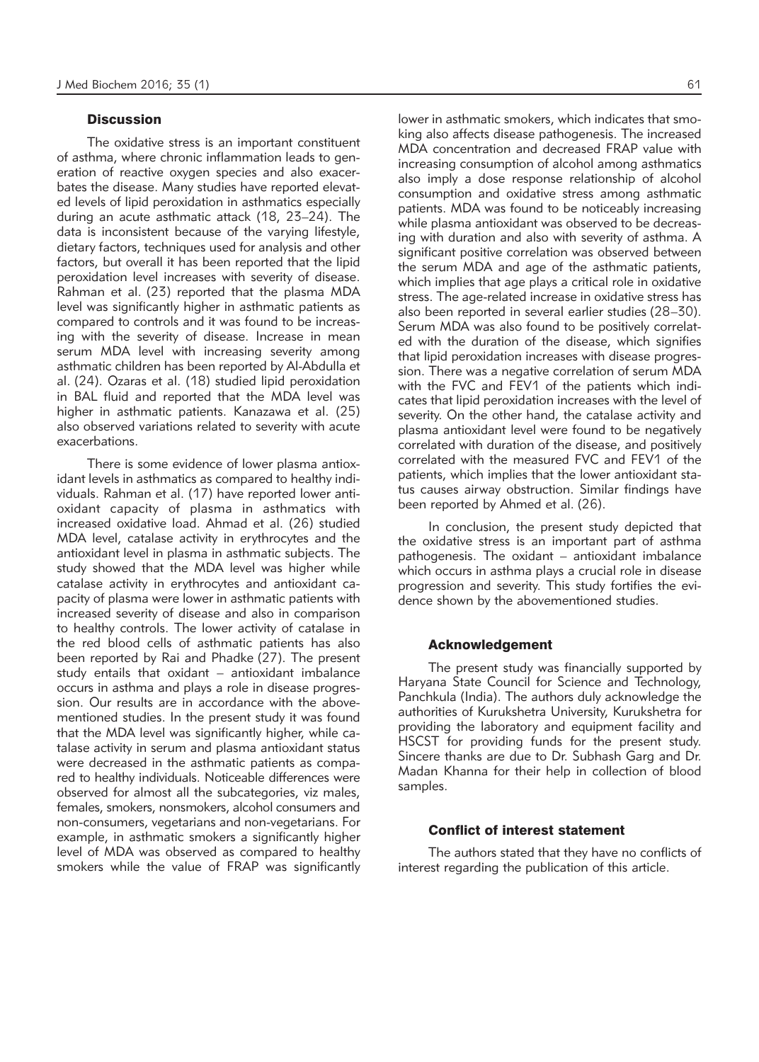## Discussion

The oxidative stress is an important constituent of asthma, where chronic inflammation leads to generation of reactive oxygen species and also exacerbates the disease. Many studies have reported elevated levels of lipid peroxidation in asthmatics especially during an acute asthmatic attack (18, 23–24). The data is inconsistent because of the varying lifestyle, dietary factors, techniques used for analysis and other factors, but overall it has been reported that the lipid peroxidation level increases with severity of disease. Rahman et al. (23) reported that the plasma MDA level was significantly higher in asthmatic patients as compared to controls and it was found to be increasing with the severity of disease. Increase in mean serum MDA level with increasing severity among asthmatic children has been reported by Al-Abdulla et al. (24). Ozaras et al. (18) studied lipid peroxidation in BAL fluid and reported that the MDA level was higher in asthmatic patients. Kanazawa et al. (25) also observed variations related to severity with acute exacerbations.

There is some evidence of lower plasma antioxidant levels in asthmatics as compared to healthy individuals. Rahman et al. (17) have reported lower antioxidant capacity of plasma in asthmatics with increased oxidative load. Ahmad et al. (26) studied MDA level, catalase activity in erythrocytes and the antioxidant level in plasma in asthmatic subjects. The study showed that the MDA level was higher while catalase activity in erythrocytes and antioxidant capacity of plasma were lower in asthmatic patients with increased severity of disease and also in comparison to healthy controls. The lower activity of catalase in the red blood cells of asthmatic patients has also been reported by Rai and Phadke (27). The present study entails that oxidant – antioxidant imbalance occurs in asthma and plays a role in disease progression. Our results are in accordance with the abovementioned studies. In the present study it was found that the MDA level was significantly higher, while catalase activity in serum and plasma antioxidant status were decreased in the asthmatic patients as compared to healthy individuals. Noticeable differences were observed for almost all the subcategories, viz males, females, smokers, nonsmokers, alcohol consumers and non-consumers, vegetarians and non-vegetarians. For example, in asthmatic smokers a significantly higher level of MDA was observed as compared to healthy smokers while the value of FRAP was significantly lower in asthmatic smokers, which indicates that smoking also affects disease pathogenesis. The increased MDA concentration and decreased FRAP value with increasing consumption of alcohol among asthmatics also imply a dose response relationship of alcohol consumption and oxidative stress among asthmatic patients. MDA was found to be noticeably increasing while plasma antioxidant was observed to be decreasing with duration and also with severity of asthma. A significant positive correlation was observed between the serum MDA and age of the asthmatic patients, which implies that age plays a critical role in oxidative stress. The age-related increase in oxidative stress has also been reported in several earlier studies (28–30). Serum MDA was also found to be positively correlated with the duration of the disease, which signifies that lipid peroxidation increases with disease progression. There was a negative correlation of serum MDA with the FVC and FEV1 of the patients which indicates that lipid peroxidation increases with the level of severity. On the other hand, the catalase activity and plasma antioxidant level were found to be negatively correlated with duration of the disease, and positively correlated with the measured FVC and FEV1 of the patients, which implies that the lower antioxidant status causes airway obstruction. Similar findings have been reported by Ahmed et al. (26).

In conclusion, the present study depicted that the oxidative stress is an important part of asthma pathogenesis. The oxidant – antioxidant imbalance which occurs in asthma plays a crucial role in disease progression and severity. This study fortifies the evidence shown by the abovementioned studies.

## Acknowledgement

The present study was financially supported by Haryana State Council for Science and Technology, Panchkula (India). The authors duly acknowledge the authorities of Kurukshetra University, Kurukshetra for providing the laboratory and equipment facility and HSCST for providing funds for the present study. Sincere thanks are due to Dr. Subhash Garg and Dr. Madan Khanna for their help in collection of blood samples.

## Conflict of interest statement

The authors stated that they have no conflicts of interest regarding the publication of this article.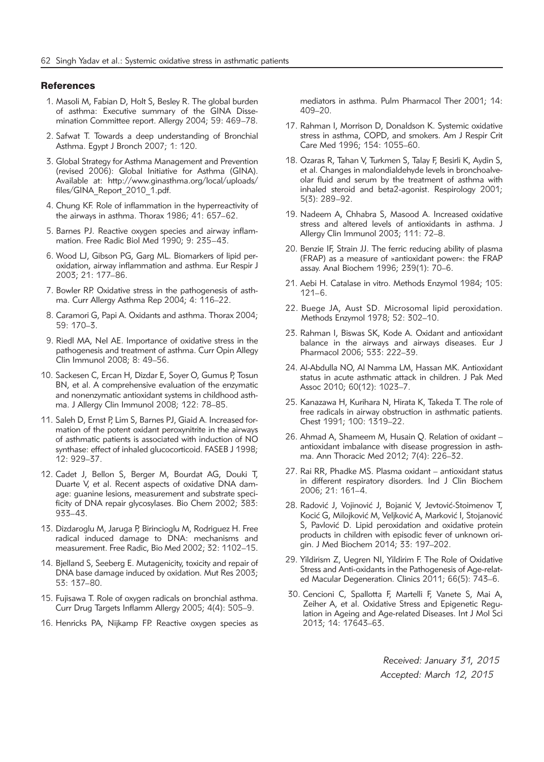## References

1. Masoli M, Fabian D, Holt S, Besley R. The global burden of asthma: Executive summary of the GINA Dissemination Committee report. Allergy 2004; 59: 469–78.
2. Safwat T. Towards a deep understanding of Bronchial Asthma. Egypt J Bronch 2007; 1: 120.
3. Global Strategy for Asthma Management and Prevention (revised 2006): Global Initiative for Asthma (GINA). Available at: http://www.ginasthma.org/local/uploads/files/GINA_Report_2010_1.pdf.
4. Chung KF. Role of inflammation in the hyperreactivity of the airways in asthma. Thorax 1986; 41: 657–62.
5. Barnes PJ. Reactive oxygen species and airway inflammation. Free Radic Biol Med 1990; 9: 235–43.
6. Wood LJ, Gibson PG, Garg ML. Biomarkers of lipid peroxidation, airway inflammation and asthma. Eur Respir J 2003; 21: 177–86.
7. Bowler RP. Oxidative stress in the pathogenesis of asthma. Curr Allergy Asthma Rep 2004; 4: 116–22.
8. Caramori G, Papi A. Oxidants and asthma. Thorax 2004; 59: 170–3.
9. Riedl MA, Nel AE. Importance of oxidative stress in the pathogenesis and treatment of asthma. Curr Opin Allegy Clin Immunol 2008; 8: 49–56.
10. Sackesen C, Ercan H, Dizdar E, Soyer O, Gumus P, Tosun BN, et al. A comprehensive evaluation of the enzymatic and nonenzymatic antioxidant systems in childhood asthma. J Allergy Clin Immunol 2008; 122: 78–85.
11. Saleh D, Ernst P, Lim S, Barnes PJ, Giaid A. Increased formation of the potent oxidant peroxynitrite in the airways of asthmatic patients is associated with induction of NO synthase: effect of inhaled glucocorticoid. FASEB J 1998; 12: 929–37.
12. Cadet J, Bellon S, Berger M, Bourdat AG, Douki T, Duarte V, et al. Recent aspects of oxidative DNA damage: guanine lesions, measurement and substrate specificity of DNA repair glycosylases. Bio Chem 2002; 383: 933–43.
13. Dizdaroglu M, Jaruga P, Birincioglu M, Rodriguez H. Free radical induced damage to DNA: mechanisms and measurement. Free Radic, Bio Med 2002; 32: 1102–15.
14. Bjelland S, Seeberg E. Mutagenicity, toxicity and repair of DNA base damage induced by oxidation. Mut Res 2003; 53: 137–80.
15. Fujisawa T. Role of oxygen radicals on bronchial asthma. Curr Drug Targets Inflamm Allergy 2005; 4(4): 505–9.
16. Henricks PA, Nijkamp FP. Reactive oxygen species as mediators in asthma. Pulm Pharmacol Ther 2001; 14: 409–20.
17. Rahman I, Morrison D, Donaldson K. Systemic oxidative stress in asthma, COPD, and smokers. Am J Respir Crit Care Med 1996; 154: 1055–60.
18. Ozaras R, Tahan V, Turkmen S, Talay F, Besirli K, Aydin S, et al. Changes in malondialdehyde levels in bronchoalveolar fluid and serum by the treatment of asthma with inhaled steroid and beta2-agonist. Respirology 2001; 5(3): 289–92.
19. Nadeem A, Chhabra S, Masood A. Increased oxidative stress and altered levels of antioxidants in asthma. J Allergy Clin Immunol 2003; 111: 72–8.
20. Benzie IF, Strain JJ. The ferric reducing ability of plasma (FRAP) as a measure of »antioxidant power«: the FRAP assay. Anal Biochem 1996; 239(1): 70–6.
21. Aebi H. Catalase in vitro. Methods Enzymol 1984; 105: 121–6.
22. Buege JA, Aust SD. Microsomal lipid peroxidation. Methods Enzymol 1978; 52: 302–10.
23. Rahman I, Biswas SK, Kode A. Oxidant and antioxidant balance in the airways and airways diseases. Eur J Pharmacol 2006; 533: 222–39.
24. Al-Abdulla NO, Al Namma LM, Hassan MK. Antioxidant status in acute asthmatic attack in children. J Pak Med Assoc 2010; 60(12): 1023–7.
25. Kanazawa H, Kurihara N, Hirata K, Takeda T. The role of free radicals in airway obstruction in asthmatic patients. Chest 1991; 100: 1319–22.
26. Ahmad A, Shameem M, Husain Q. Relation of oxidant – antioxidant imbalance with disease progression in asthma. Ann Thoracic Med 2012; 7(4): 226–32.
27. Rai RR, Phadke MS. Plasma oxidant – antioxidant status in different respiratory disorders. Ind J Clin Biochem 2006; 21: 161–4.
28. Radović J, Vojinović J, Bojanić V, Jevtović-Stoimenov T, Kocić G, Milojković M, Veljković A, Marković I, Stojanović S, Pavlović D. Lipid peroxidation and oxidative protein products in children with episodic fever of unknown origin. J Med Biochem 2014; 33: 197–202.
29. Yildirism Z, Uegren NI, Yildirim F. The Role of Oxidative Stress and Anti-oxidants in the Pathogenesis of Age-related Macular Degeneration. Clinics 2011; 66(5): 743–6.
30. Cencioni C, Spallotta F, Martelli F, Vanete S, Mai A, Zeiher A, et al. Oxidative Stress and Epigenetic Regulation in Ageing and Age-related Diseases. Int J Mol Sci 2013; 14: 17643–63.

*Received: January 31, 2015*
*Accepted: March 12, 2015*